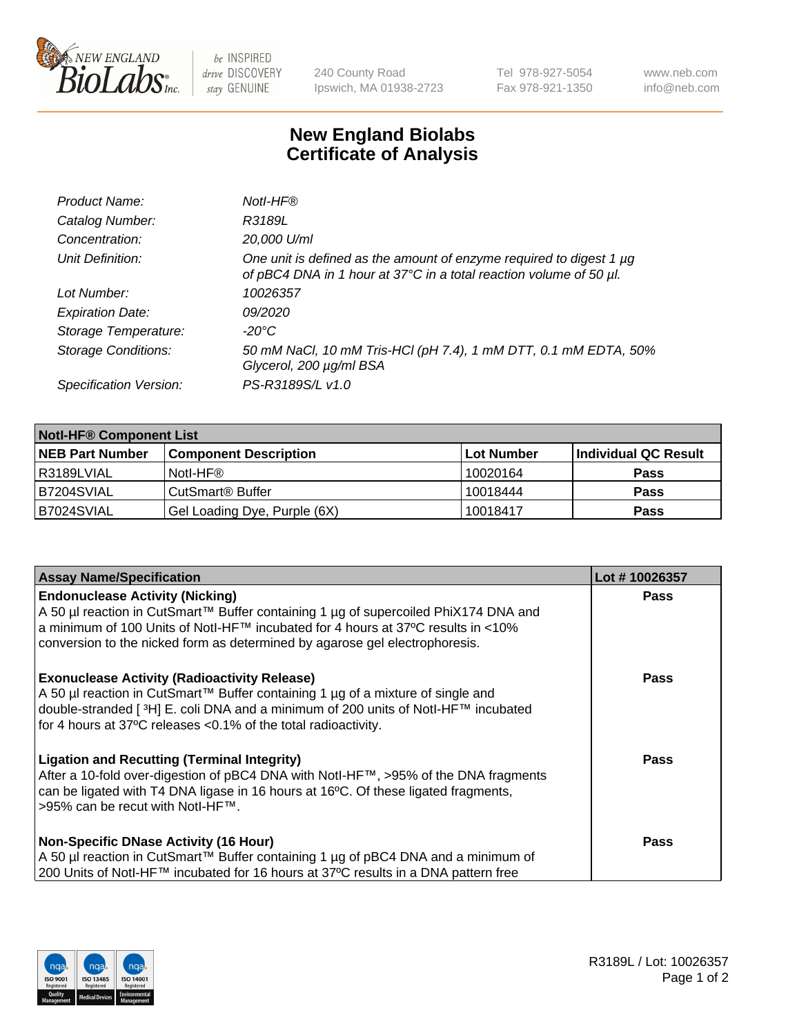# New England Biolabs
# Certificate of Analysis

| | |
|---|---|
| *Product Name:* | *NotI-HF®* |
| *Catalog Number:* | *R3189L* |
| *Concentration:* | *20,000 U/ml* |
| *Unit Definition:* | *One unit is defined as the amount of enzyme required to digest 1 µg of pBC4 DNA in 1 hour at 37°C in a total reaction volume of 50 µl.* |
| *Lot Number:* | *10026357* |
| *Expiration Date:* | *09/2020* |
| *Storage Temperature:* | *-20°C* |
| *Storage Conditions:* | *50 mM NaCl, 10 mM Tris-HCl (pH 7.4), 1 mM DTT, 0.1 mM EDTA, 50% Glycerol, 200 µg/ml BSA* |
| *Specification Version:* | *PS-R3189S/L v1.0* |

| **NotI-HF® Component List** | | | |
|---|---|---|---|
| **NEB Part Number** | **Component Description** | **Lot Number** | **Individual QC Result** |
| R3189LVIAL | NotI-HF® | 10020164 | **Pass** |
| B7204SVIAL | CutSmart® Buffer | 10018444 | **Pass** |
| B7024SVIAL | Gel Loading Dye, Purple (6X) | 10018417 | **Pass** |

| Assay Name/Specification | Lot # 10026357 |
|---|---|
| **Endonuclease Activity (Nicking)**<br>A 50 µl reaction in CutSmart™ Buffer containing 1 µg of supercoiled PhiX174 DNA and a minimum of 100 Units of NotI-HF™ incubated for 4 hours at 37ºC results in <10% conversion to the nicked form as determined by agarose gel electrophoresis. | **Pass** |
| **Exonuclease Activity (Radioactivity Release)**<br>A 50 µl reaction in CutSmart™ Buffer containing 1 µg of a mixture of single and double-stranded [ $^{3}$H] E. coli DNA and a minimum of 200 units of NotI-HF™ incubated for 4 hours at 37ºC releases <0.1% of the total radioactivity. | **Pass** |
| **Ligation and Recutting (Terminal Integrity)**<br>After a 10-fold over-digestion of pBC4 DNA with NotI-HF™, >95% of the DNA fragments can be ligated with T4 DNA ligase in 16 hours at 16ºC. Of these ligated fragments, >95% can be recut with NotI-HF™. | **Pass** |
| **Non-Specific DNase Activity (16 Hour)**<br>A 50 µl reaction in CutSmart™ Buffer containing 1 µg of pBC4 DNA and a minimum of 200 Units of NotI-HF™ incubated for 16 hours at 37ºC results in a DNA pattern free | **Pass** |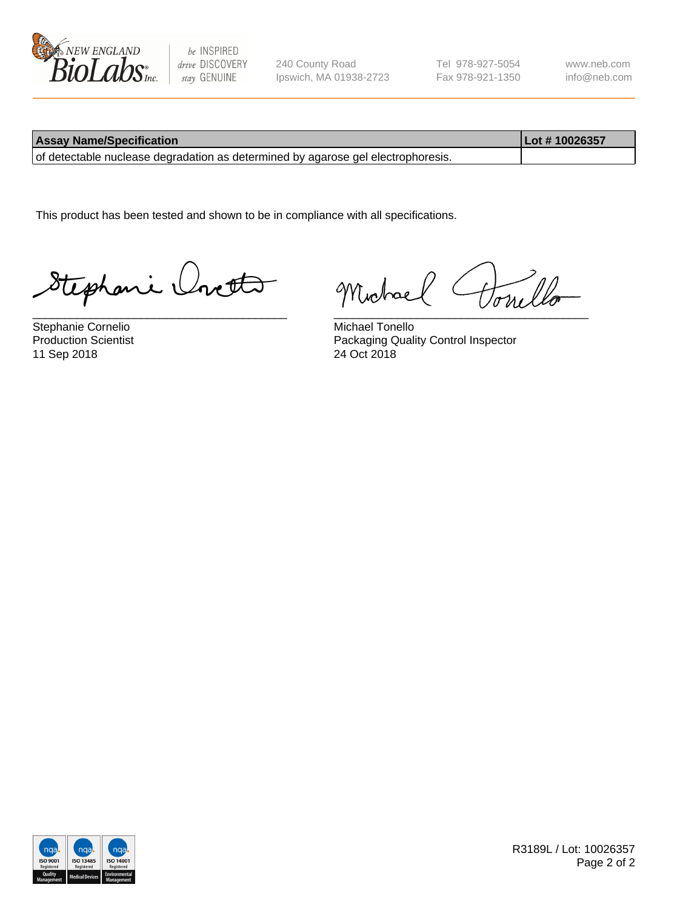| Assay Name/Specification | Lot # 10026357 |
|---|---|
| of detectable nuclease degradation as determined by agarose gel electrophoresis. | |

This product has been tested and shown to be in compliance with all specifications.

Stephanie Cornelio
Production Scientist
11 Sep 2018

Michael Tonello
Packaging Quality Control Inspector
24 Oct 2018

R3189L / Lot: 10026357